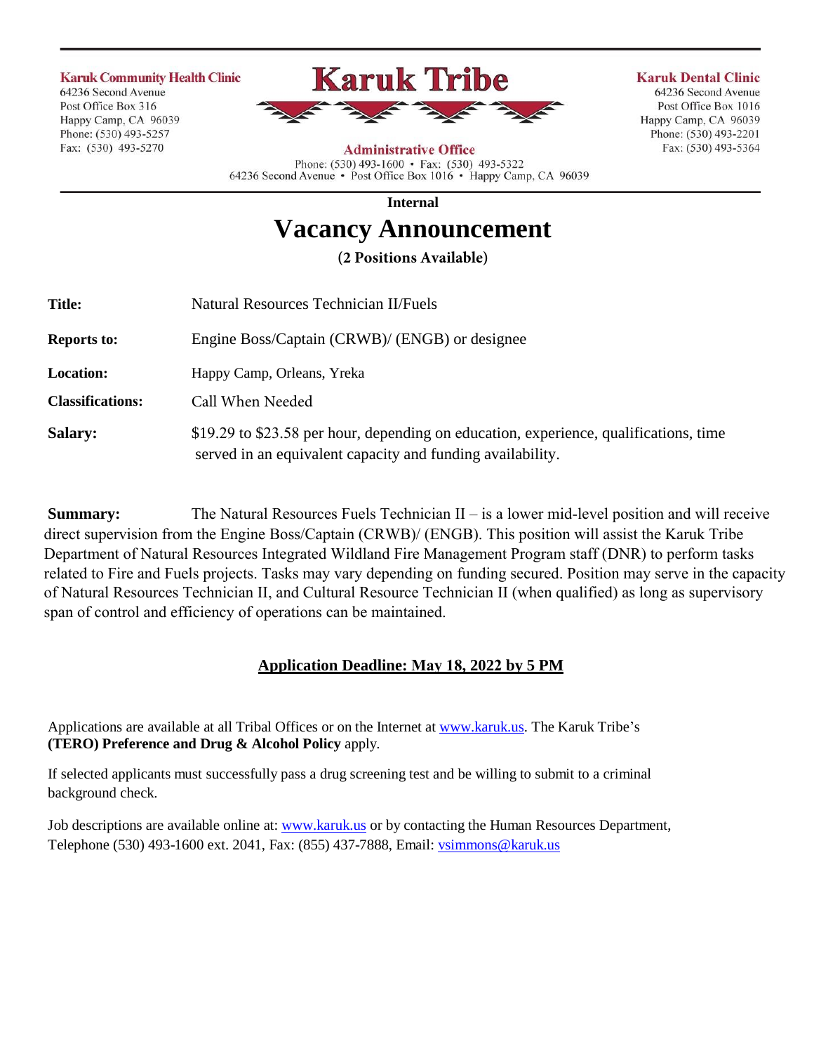**Karuk Community Health Clinic**
64236 Second Avenue
Post Office Box 316
Happy Camp, CA 96039
Phone: (530) 493-5257
Fax: (530) 493-5270

# Karuk Tribe

**Administrative Office**
Phone: (530) 493-1600 • Fax: (530) 493-5322
64236 Second Avenue • Post Office Box 1016 • Happy Camp, CA 96039

**Karuk Dental Clinic**
64236 Second Avenue
Post Office Box 1016
Happy Camp, CA 96039
Phone: (530) 493-2201
Fax: (530) 493-5364

**Internal**

## Vacancy Announcement

**(2 Positions Available)**

| | |
|---|---|
| **Title:** | Natural Resources Technician II/Fuels |
| **Reports to:** | Engine Boss/Captain (CRWB)/ (ENGB) or designee |
| **Location:** | Happy Camp, Orleans, Yreka |
| **Classifications:** | Call When Needed |
| **Salary:** | $19.29 to $23.58 per hour, depending on education, experience, qualifications, time served in an equivalent capacity and funding availability. |

**Summary:** The Natural Resources Fuels Technician II – is a lower mid-level position and will receive direct supervision from the Engine Boss/Captain (CRWB)/ (ENGB). This position will assist the Karuk Tribe Department of Natural Resources Integrated Wildland Fire Management Program staff (DNR) to perform tasks related to Fire and Fuels projects. Tasks may vary depending on funding secured. Position may serve in the capacity of Natural Resources Technician II, and Cultural Resource Technician II (when qualified) as long as supervisory span of control and efficiency of operations can be maintained.

**Application Deadline: May 18, 2022 by 5 PM**

Applications are available at all Tribal Offices or on the Internet at www.karuk.us. The Karuk Tribe's **(TERO) Preference and Drug & Alcohol Policy** apply.

If selected applicants must successfully pass a drug screening test and be willing to submit to a criminal background check.

Job descriptions are available online at: www.karuk.us or by contacting the Human Resources Department, Telephone (530) 493-1600 ext. 2041, Fax: (855) 437-7888, Email: vsimmons@karuk.us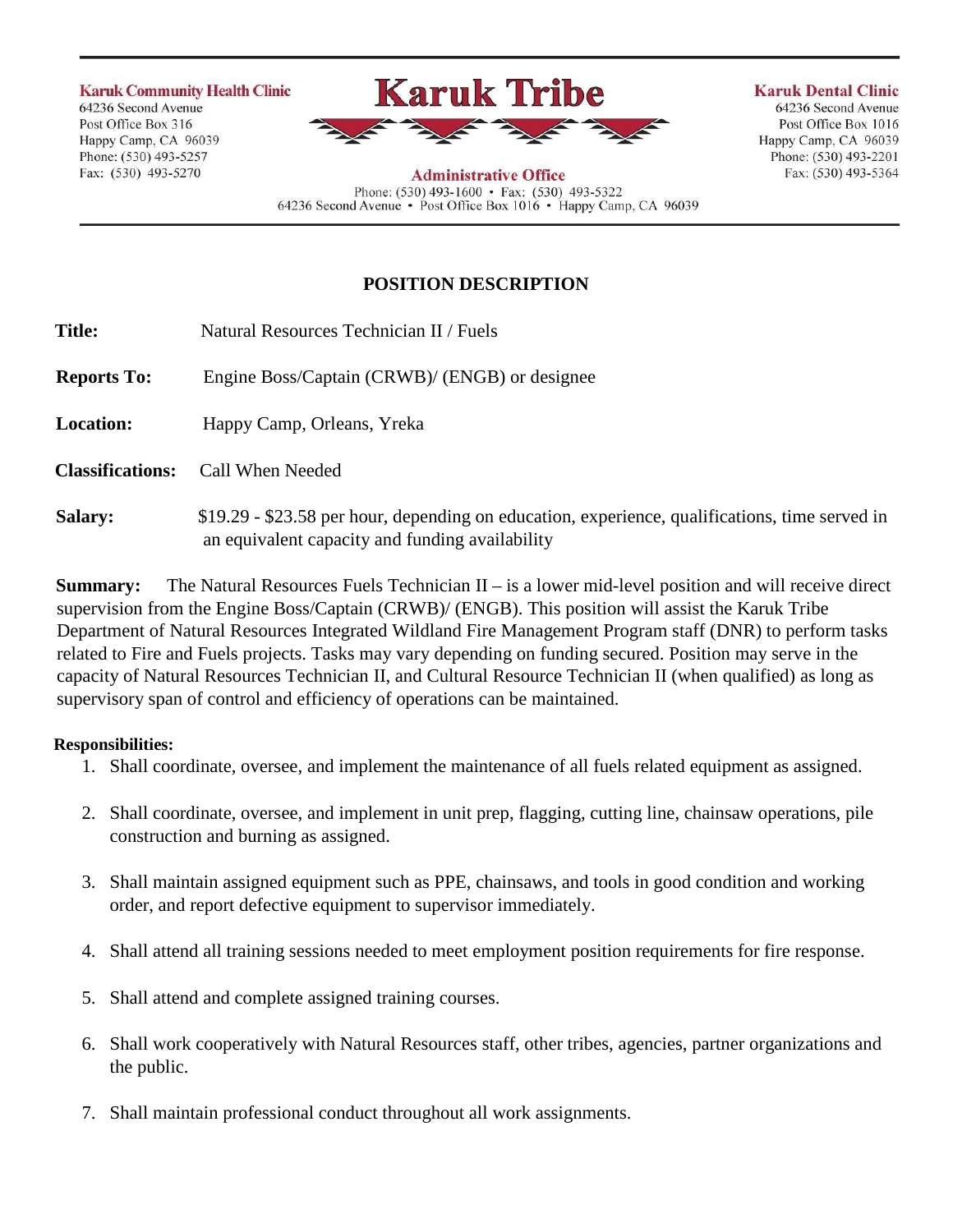**Karuk Community Health Clinic**
64236 Second Avenue
Post Office Box 316
Happy Camp, CA 96039
Phone: (530) 493-5257
Fax: (530) 493-5270

# Karuk Tribe

**Administrative Office**
Phone: (530) 493-1600 • Fax: (530) 493-5322
64236 Second Avenue • Post Office Box 1016 • Happy Camp, CA 96039

**Karuk Dental Clinic**
64236 Second Avenue
Post Office Box 1016
Happy Camp, CA 96039
Phone: (530) 493-2201
Fax: (530) 493-5364

## POSITION DESCRIPTION

**Title:** Natural Resources Technician II / Fuels

**Reports To:** Engine Boss/Captain (CRWB)/ (ENGB) or designee

**Location:** Happy Camp, Orleans, Yreka

**Classifications:** Call When Needed

**Salary:** $19.29 - $23.58 per hour, depending on education, experience, qualifications, time served in an equivalent capacity and funding availability

**Summary:** The Natural Resources Fuels Technician II – is a lower mid-level position and will receive direct supervision from the Engine Boss/Captain (CRWB)/ (ENGB). This position will assist the Karuk Tribe Department of Natural Resources Integrated Wildland Fire Management Program staff (DNR) to perform tasks related to Fire and Fuels projects. Tasks may vary depending on funding secured. Position may serve in the capacity of Natural Resources Technician II, and Cultural Resource Technician II (when qualified) as long as supervisory span of control and efficiency of operations can be maintained.

**Responsibilities:**

1. Shall coordinate, oversee, and implement the maintenance of all fuels related equipment as assigned.
2. Shall coordinate, oversee, and implement in unit prep, flagging, cutting line, chainsaw operations, pile construction and burning as assigned.
3. Shall maintain assigned equipment such as PPE, chainsaws, and tools in good condition and working order, and report defective equipment to supervisor immediately.
4. Shall attend all training sessions needed to meet employment position requirements for fire response.
5. Shall attend and complete assigned training courses.
6. Shall work cooperatively with Natural Resources staff, other tribes, agencies, partner organizations and the public.
7. Shall maintain professional conduct throughout all work assignments.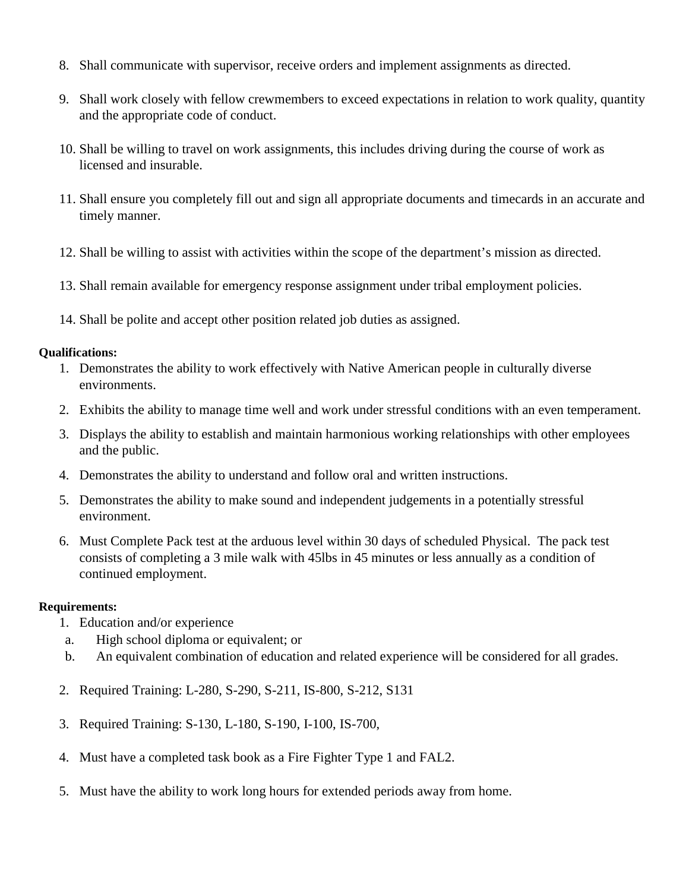8. Shall communicate with supervisor, receive orders and implement assignments as directed.

9. Shall work closely with fellow crewmembers to exceed expectations in relation to work quality, quantity and the appropriate code of conduct.

10. Shall be willing to travel on work assignments, this includes driving during the course of work as licensed and insurable.

11. Shall ensure you completely fill out and sign all appropriate documents and timecards in an accurate and timely manner.

12. Shall be willing to assist with activities within the scope of the department's mission as directed.

13. Shall remain available for emergency response assignment under tribal employment policies.

14. Shall be polite and accept other position related job duties as assigned.

**Qualifications:**

1. Demonstrates the ability to work effectively with Native American people in culturally diverse environments.
2. Exhibits the ability to manage time well and work under stressful conditions with an even temperament.
3. Displays the ability to establish and maintain harmonious working relationships with other employees and the public.
4. Demonstrates the ability to understand and follow oral and written instructions.
5. Demonstrates the ability to make sound and independent judgements in a potentially stressful environment.
6. Must Complete Pack test at the arduous level within 30 days of scheduled Physical. The pack test consists of completing a 3 mile walk with 45lbs in 45 minutes or less annually as a condition of continued employment.

**Requirements:**

1. Education and/or experience
   a. High school diploma or equivalent; or
   b. An equivalent combination of education and related experience will be considered for all grades.

2. Required Training: L-280, S-290, S-211, IS-800, S-212, S131

3. Required Training: S-130, L-180, S-190, I-100, IS-700,

4. Must have a completed task book as a Fire Fighter Type 1 and FAL2.

5. Must have the ability to work long hours for extended periods away from home.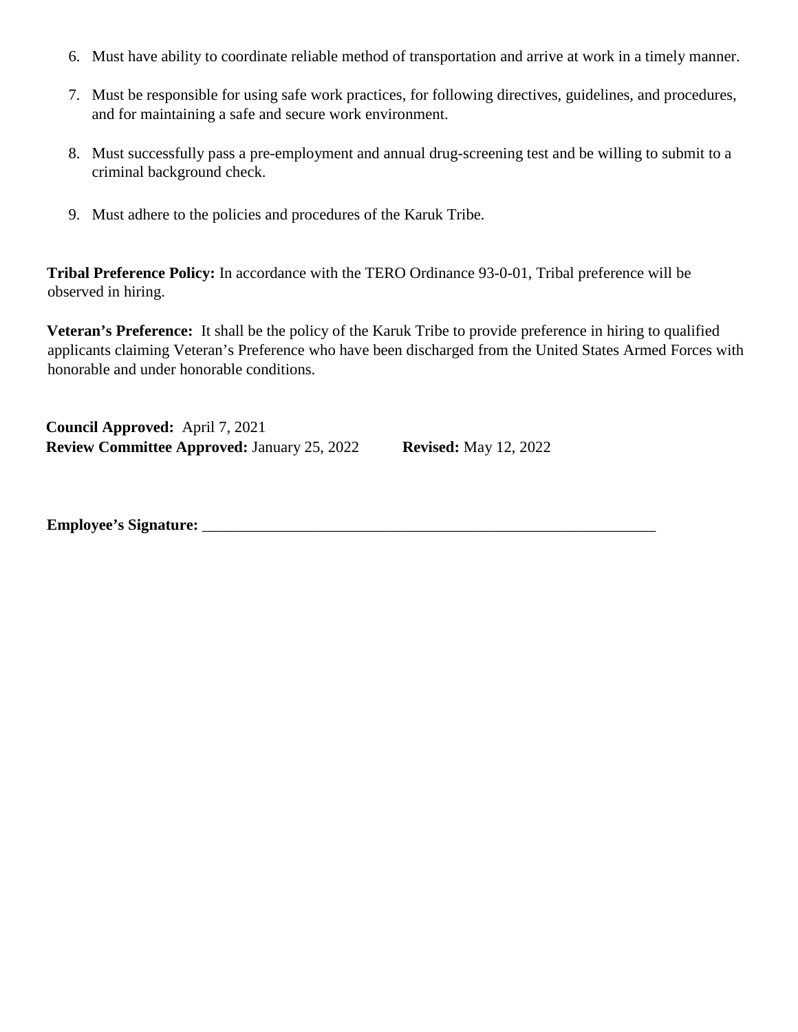6. Must have ability to coordinate reliable method of transportation and arrive at work in a timely manner.

7. Must be responsible for using safe work practices, for following directives, guidelines, and procedures, and for maintaining a safe and secure work environment.

8. Must successfully pass a pre-employment and annual drug-screening test and be willing to submit to a criminal background check.

9. Must adhere to the policies and procedures of the Karuk Tribe.

**Tribal Preference Policy:** In accordance with the TERO Ordinance 93-0-01, Tribal preference will be observed in hiring.

**Veteran's Preference:** It shall be the policy of the Karuk Tribe to provide preference in hiring to qualified applicants claiming Veteran's Preference who have been discharged from the United States Armed Forces with honorable and under honorable conditions.

**Council Approved:** April 7, 2021
**Review Committee Approved:** January 25, 2022 **Revised:** May 12, 2022

**Employee's Signature:** ____________________________________________________________